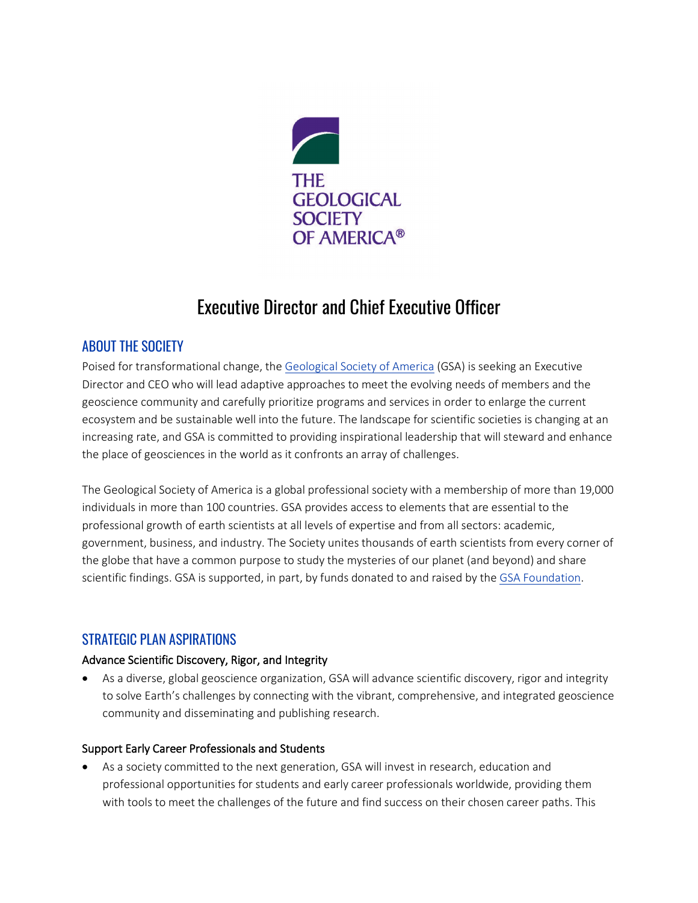THE GEOLOGICAL SOCIETY OF AMERICA®

# Executive Director and Chief Executive Officer

## ABOUT THE SOCIETY

Poised for transformational change, the [Geological Society of America](Geological Society of America) (GSA) is seeking an Executive Director and CEO who will lead adaptive approaches to meet the evolving needs of members and the geoscience community and carefully prioritize programs and services in order to enlarge the current ecosystem and be sustainable well into the future. The landscape for scientific societies is changing at an increasing rate, and GSA is committed to providing inspirational leadership that will steward and enhance the place of geosciences in the world as it confronts an array of challenges.

The Geological Society of America is a global professional society with a membership of more than 19,000 individuals in more than 100 countries. GSA provides access to elements that are essential to the professional growth of earth scientists at all levels of expertise and from all sectors: academic, government, business, and industry. The Society unites thousands of earth scientists from every corner of the globe that have a common purpose to study the mysteries of our planet (and beyond) and share scientific findings. GSA is supported, in part, by funds donated to and raised by the GSA Foundation.

## STRATEGIC PLAN ASPIRATIONS

### Advance Scientific Discovery, Rigor, and Integrity

- As a diverse, global geoscience organization, GSA will advance scientific discovery, rigor and integrity to solve Earth's challenges by connecting with the vibrant, comprehensive, and integrated geoscience community and disseminating and publishing research.

### Support Early Career Professionals and Students

- As a society committed to the next generation, GSA will invest in research, education and professional opportunities for students and early career professionals worldwide, providing them with tools to meet the challenges of the future and find success on their chosen career paths. This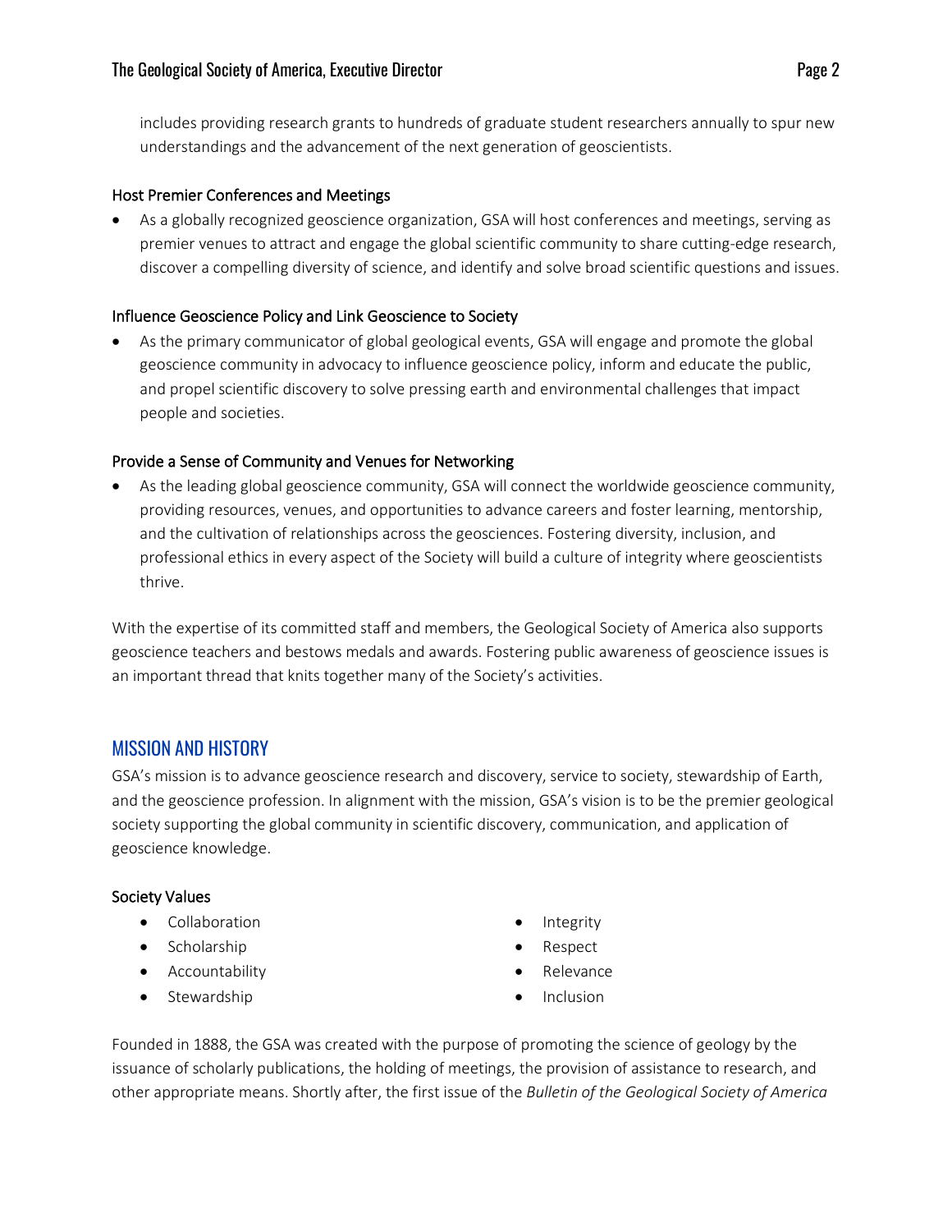includes providing research grants to hundreds of graduate student researchers annually to spur new understandings and the advancement of the next generation of geoscientists.

### Host Premier Conferences and Meetings

- As a globally recognized geoscience organization, GSA will host conferences and meetings, serving as premier venues to attract and engage the global scientific community to share cutting-edge research, discover a compelling diversity of science, and identify and solve broad scientific questions and issues.

### Influence Geoscience Policy and Link Geoscience to Society

- As the primary communicator of global geological events, GSA will engage and promote the global geoscience community in advocacy to influence geoscience policy, inform and educate the public, and propel scientific discovery to solve pressing earth and environmental challenges that impact people and societies.

### Provide a Sense of Community and Venues for Networking

- As the leading global geoscience community, GSA will connect the worldwide geoscience community, providing resources, venues, and opportunities to advance careers and foster learning, mentorship, and the cultivation of relationships across the geosciences. Fostering diversity, inclusion, and professional ethics in every aspect of the Society will build a culture of integrity where geoscientists thrive.

With the expertise of its committed staff and members, the Geological Society of America also supports geoscience teachers and bestows medals and awards. Fostering public awareness of geoscience issues is an important thread that knits together many of the Society's activities.

## MISSION AND HISTORY

GSA's mission is to advance geoscience research and discovery, service to society, stewardship of Earth, and the geoscience profession. In alignment with the mission, GSA's vision is to be the premier geological society supporting the global community in scientific discovery, communication, and application of geoscience knowledge.

### Society Values

- Collaboration
- Scholarship
- Accountability
- Stewardship
- Integrity
- Respect
- Relevance
- Inclusion

Founded in 1888, the GSA was created with the purpose of promoting the science of geology by the issuance of scholarly publications, the holding of meetings, the provision of assistance to research, and other appropriate means. Shortly after, the first issue of the *Bulletin of the Geological Society of America*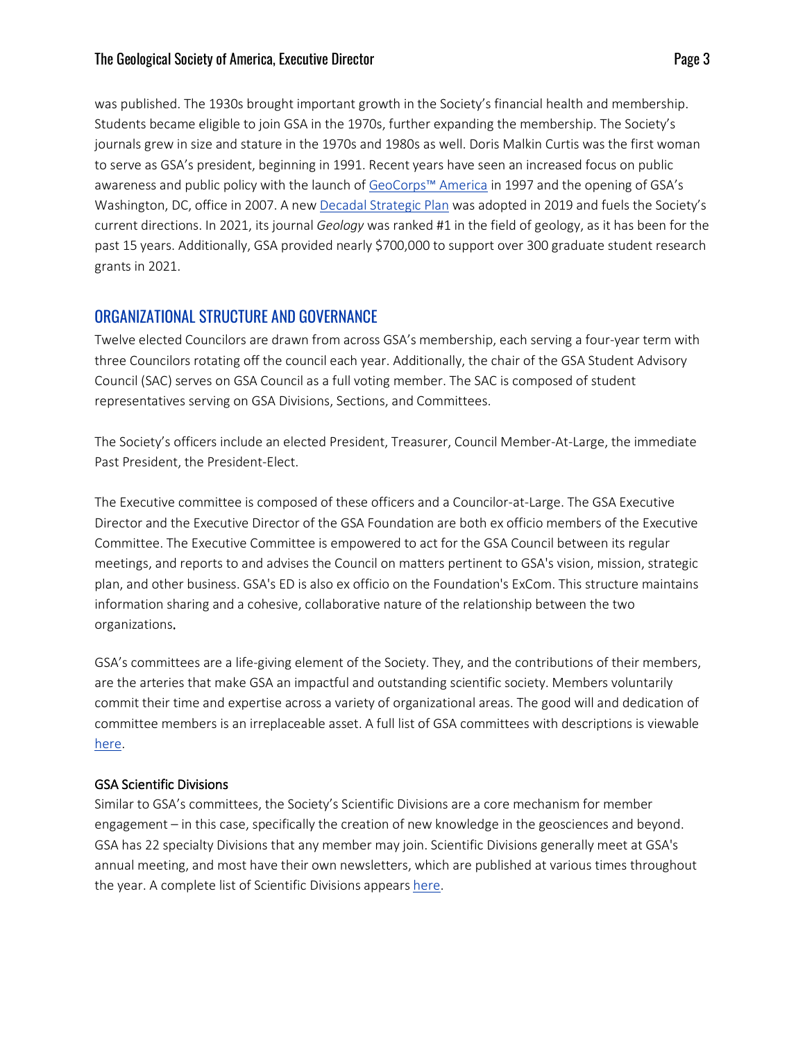was published. The 1930s brought important growth in the Society's financial health and membership. Students became eligible to join GSA in the 1970s, further expanding the membership. The Society's journals grew in size and stature in the 1970s and 1980s as well. Doris Malkin Curtis was the first woman to serve as GSA's president, beginning in 1991. Recent years have seen an increased focus on public awareness and public policy with the launch of GeoCorps™ America in 1997 and the opening of GSA's Washington, DC, office in 2007. A new Decadal Strategic Plan was adopted in 2019 and fuels the Society's current directions. In 2021, its journal *Geology* was ranked #1 in the field of geology, as it has been for the past 15 years. Additionally, GSA provided nearly $700,000 to support over 300 graduate student research grants in 2021.

## ORGANIZATIONAL STRUCTURE AND GOVERNANCE

Twelve elected Councilors are drawn from across GSA's membership, each serving a four-year term with three Councilors rotating off the council each year. Additionally, the chair of the GSA Student Advisory Council (SAC) serves on GSA Council as a full voting member. The SAC is composed of student representatives serving on GSA Divisions, Sections, and Committees.

The Society's officers include an elected President, Treasurer, Council Member-At-Large, the immediate Past President, the President-Elect.

The Executive committee is composed of these officers and a Councilor-at-Large. The GSA Executive Director and the Executive Director of the GSA Foundation are both ex officio members of the Executive Committee. The Executive Committee is empowered to act for the GSA Council between its regular meetings, and reports to and advises the Council on matters pertinent to GSA's vision, mission, strategic plan, and other business. GSA's ED is also ex officio on the Foundation's ExCom. This structure maintains information sharing and a cohesive, collaborative nature of the relationship between the two organizations.

GSA's committees are a life-giving element of the Society. They, and the contributions of their members, are the arteries that make GSA an impactful and outstanding scientific society. Members voluntarily commit their time and expertise across a variety of organizational areas. The good will and dedication of committee members is an irreplaceable asset. A full list of GSA committees with descriptions is viewable here.

### GSA Scientific Divisions

Similar to GSA's committees, the Society's Scientific Divisions are a core mechanism for member engagement – in this case, specifically the creation of new knowledge in the geosciences and beyond. GSA has 22 specialty Divisions that any member may join. Scientific Divisions generally meet at GSA's annual meeting, and most have their own newsletters, which are published at various times throughout the year. A complete list of Scientific Divisions appears here.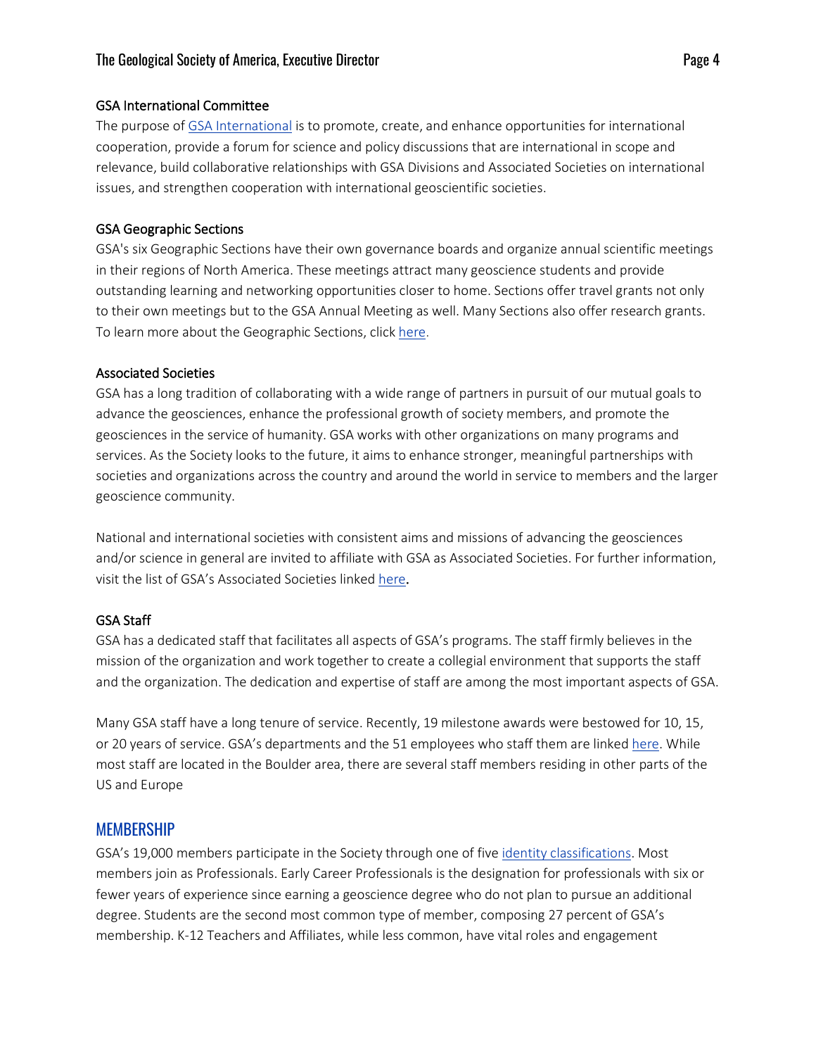### GSA International Committee

The purpose of [GSA International](#) is to promote, create, and enhance opportunities for international cooperation, provide a forum for science and policy discussions that are international in scope and relevance, build collaborative relationships with GSA Divisions and Associated Societies on international issues, and strengthen cooperation with international geoscientific societies.

### GSA Geographic Sections

GSA's six Geographic Sections have their own governance boards and organize annual scientific meetings in their regions of North America. These meetings attract many geoscience students and provide outstanding learning and networking opportunities closer to home. Sections offer travel grants not only to their own meetings but to the GSA Annual Meeting as well. Many Sections also offer research grants. To learn more about the Geographic Sections, click [here](#).

### Associated Societies

GSA has a long tradition of collaborating with a wide range of partners in pursuit of our mutual goals to advance the geosciences, enhance the professional growth of society members, and promote the geosciences in the service of humanity. GSA works with other organizations on many programs and services. As the Society looks to the future, it aims to enhance stronger, meaningful partnerships with societies and organizations across the country and around the world in service to members and the larger geoscience community.

National and international societies with consistent aims and missions of advancing the geosciences and/or science in general are invited to affiliate with GSA as Associated Societies. For further information, visit the list of GSA's Associated Societies linked [here](#).

### GSA Staff

GSA has a dedicated staff that facilitates all aspects of GSA's programs. The staff firmly believes in the mission of the organization and work together to create a collegial environment that supports the staff and the organization. The dedication and expertise of staff are among the most important aspects of GSA.

Many GSA staff have a long tenure of service. Recently, 19 milestone awards were bestowed for 10, 15, or 20 years of service. GSA's departments and the 51 employees who staff them are linked [here](#). While most staff are located in the Boulder area, there are several staff members residing in other parts of the US and Europe

## MEMBERSHIP

GSA's 19,000 members participate in the Society through one of five [identity classifications](#). Most members join as Professionals. Early Career Professionals is the designation for professionals with six or fewer years of experience since earning a geoscience degree who do not plan to pursue an additional degree. Students are the second most common type of member, composing 27 percent of GSA's membership. K-12 Teachers and Affiliates, while less common, have vital roles and engagement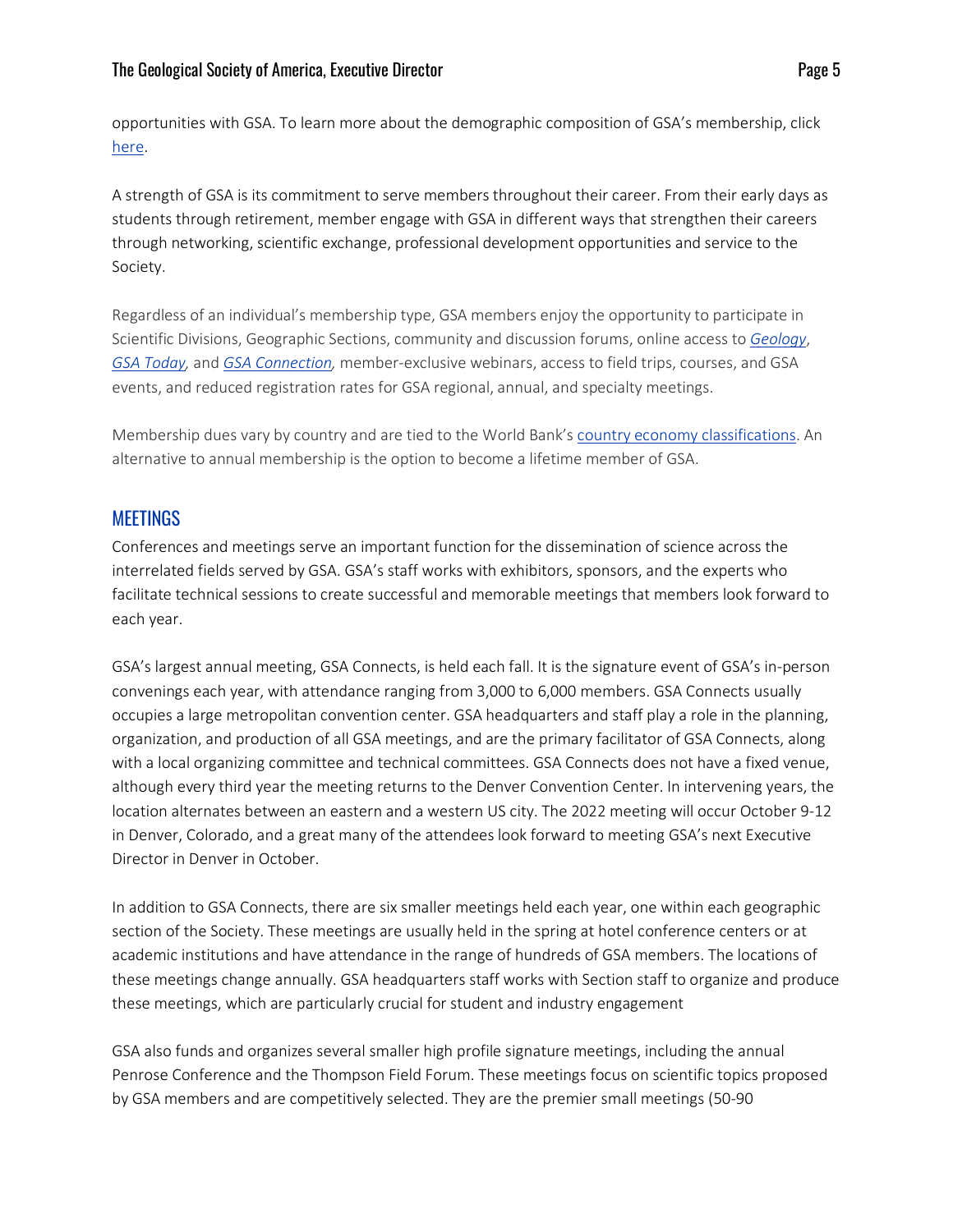opportunities with GSA. To learn more about the demographic composition of GSA's membership, click here.

A strength of GSA is its commitment to serve members throughout their career. From their early days as students through retirement, member engage with GSA in different ways that strengthen their careers through networking, scientific exchange, professional development opportunities and service to the Society.

Regardless of an individual's membership type, GSA members enjoy the opportunity to participate in Scientific Divisions, Geographic Sections, community and discussion forums, online access to *Geology*, *GSA Today*, and *GSA Connection*, member-exclusive webinars, access to field trips, courses, and GSA events, and reduced registration rates for GSA regional, annual, and specialty meetings.

Membership dues vary by country and are tied to the World Bank's country economy classifications. An alternative to annual membership is the option to become a lifetime member of GSA.

## MEETINGS

Conferences and meetings serve an important function for the dissemination of science across the interrelated fields served by GSA. GSA's staff works with exhibitors, sponsors, and the experts who facilitate technical sessions to create successful and memorable meetings that members look forward to each year.

GSA's largest annual meeting, GSA Connects, is held each fall. It is the signature event of GSA's in-person convenings each year, with attendance ranging from 3,000 to 6,000 members. GSA Connects usually occupies a large metropolitan convention center. GSA headquarters and staff play a role in the planning, organization, and production of all GSA meetings, and are the primary facilitator of GSA Connects, along with a local organizing committee and technical committees. GSA Connects does not have a fixed venue, although every third year the meeting returns to the Denver Convention Center. In intervening years, the location alternates between an eastern and a western US city. The 2022 meeting will occur October 9-12 in Denver, Colorado, and a great many of the attendees look forward to meeting GSA's next Executive Director in Denver in October.

In addition to GSA Connects, there are six smaller meetings held each year, one within each geographic section of the Society. These meetings are usually held in the spring at hotel conference centers or at academic institutions and have attendance in the range of hundreds of GSA members. The locations of these meetings change annually. GSA headquarters staff works with Section staff to organize and produce these meetings, which are particularly crucial for student and industry engagement

GSA also funds and organizes several smaller high profile signature meetings, including the annual Penrose Conference and the Thompson Field Forum. These meetings focus on scientific topics proposed by GSA members and are competitively selected. They are the premier small meetings (50-90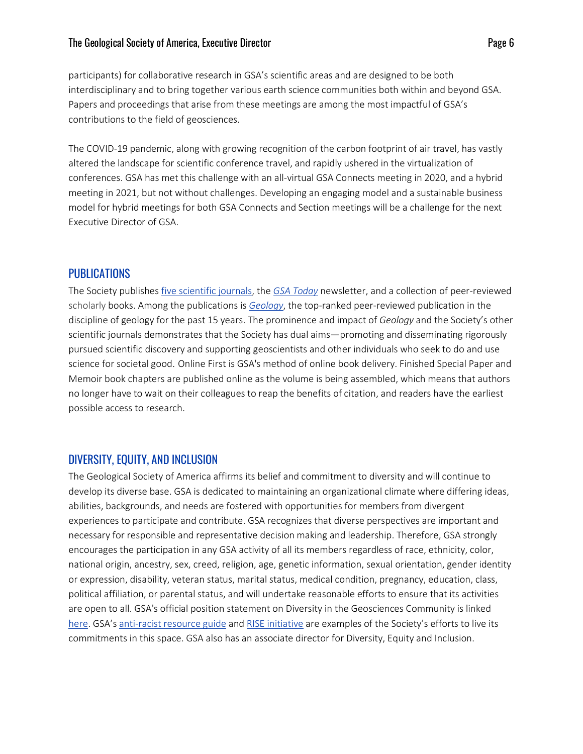participants) for collaborative research in GSA's scientific areas and are designed to be both interdisciplinary and to bring together various earth science communities both within and beyond GSA. Papers and proceedings that arise from these meetings are among the most impactful of GSA's contributions to the field of geosciences.

The COVID-19 pandemic, along with growing recognition of the carbon footprint of air travel, has vastly altered the landscape for scientific conference travel, and rapidly ushered in the virtualization of conferences. GSA has met this challenge with an all-virtual GSA Connects meeting in 2020, and a hybrid meeting in 2021, but not without challenges. Developing an engaging model and a sustainable business model for hybrid meetings for both GSA Connects and Section meetings will be a challenge for the next Executive Director of GSA.

## PUBLICATIONS

The Society publishes five scientific journals, the *GSA Today* newsletter, and a collection of peer-reviewed scholarly books. Among the publications is *Geology*, the top-ranked peer-reviewed publication in the discipline of geology for the past 15 years. The prominence and impact of *Geology* and the Society's other scientific journals demonstrates that the Society has dual aims—promoting and disseminating rigorously pursued scientific discovery and supporting geoscientists and other individuals who seek to do and use science for societal good. Online First is GSA's method of online book delivery. Finished Special Paper and Memoir book chapters are published online as the volume is being assembled, which means that authors no longer have to wait on their colleagues to reap the benefits of citation, and readers have the earliest possible access to research.

## DIVERSITY, EQUITY, AND INCLUSION

The Geological Society of America affirms its belief and commitment to diversity and will continue to develop its diverse base. GSA is dedicated to maintaining an organizational climate where differing ideas, abilities, backgrounds, and needs are fostered with opportunities for members from divergent experiences to participate and contribute. GSA recognizes that diverse perspectives are important and necessary for responsible and representative decision making and leadership. Therefore, GSA strongly encourages the participation in any GSA activity of all its members regardless of race, ethnicity, color, national origin, ancestry, sex, creed, religion, age, genetic information, sexual orientation, gender identity or expression, disability, veteran status, marital status, medical condition, pregnancy, education, class, political affiliation, or parental status, and will undertake reasonable efforts to ensure that its activities are open to all. GSA's official position statement on Diversity in the Geosciences Community is linked here. GSA's anti-racist resource guide and RISE initiative are examples of the Society's efforts to live its commitments in this space. GSA also has an associate director for Diversity, Equity and Inclusion.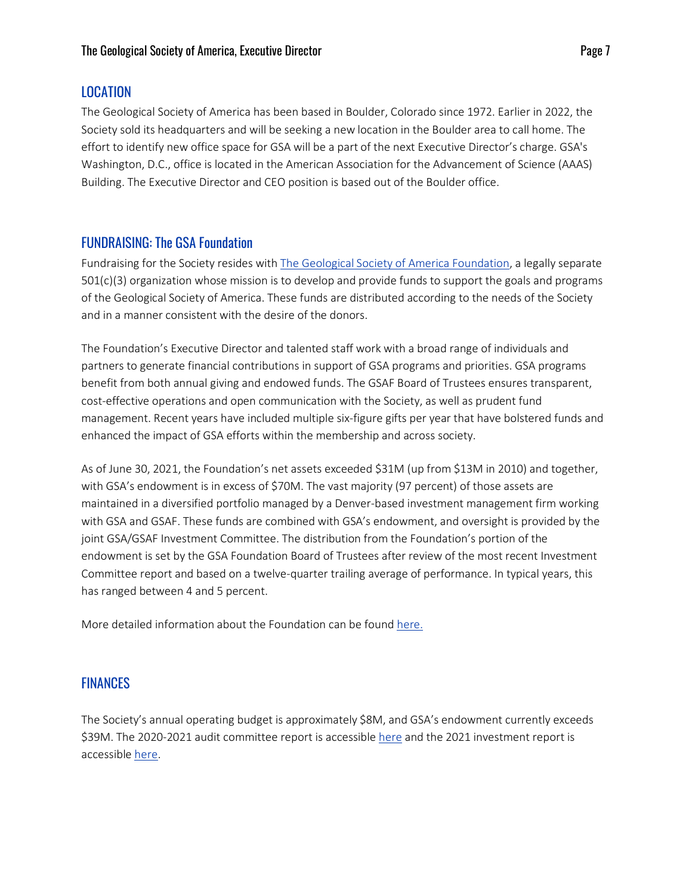## LOCATION

The Geological Society of America has been based in Boulder, Colorado since 1972. Earlier in 2022, the Society sold its headquarters and will be seeking a new location in the Boulder area to call home. The effort to identify new office space for GSA will be a part of the next Executive Director's charge. GSA's Washington, D.C., office is located in the American Association for the Advancement of Science (AAAS) Building. The Executive Director and CEO position is based out of the Boulder office.

## FUNDRAISING: The GSA Foundation

Fundraising for the Society resides with The Geological Society of America Foundation, a legally separate 501(c)(3) organization whose mission is to develop and provide funds to support the goals and programs of the Geological Society of America. These funds are distributed according to the needs of the Society and in a manner consistent with the desire of the donors.

The Foundation's Executive Director and talented staff work with a broad range of individuals and partners to generate financial contributions in support of GSA programs and priorities. GSA programs benefit from both annual giving and endowed funds. The GSAF Board of Trustees ensures transparent, cost-effective operations and open communication with the Society, as well as prudent fund management. Recent years have included multiple six-figure gifts per year that have bolstered funds and enhanced the impact of GSA efforts within the membership and across society.

As of June 30, 2021, the Foundation's net assets exceeded $31M (up from $13M in 2010) and together, with GSA's endowment is in excess of $70M. The vast majority (97 percent) of those assets are maintained in a diversified portfolio managed by a Denver-based investment management firm working with GSA and GSAF. These funds are combined with GSA's endowment, and oversight is provided by the joint GSA/GSAF Investment Committee. The distribution from the Foundation's portion of the endowment is set by the GSA Foundation Board of Trustees after review of the most recent Investment Committee report and based on a twelve-quarter trailing average of performance. In typical years, this has ranged between 4 and 5 percent.

More detailed information about the Foundation can be found here.

## FINANCES

The Society's annual operating budget is approximately $8M, and GSA's endowment currently exceeds $39M. The 2020-2021 audit committee report is accessible here and the 2021 investment report is accessible here.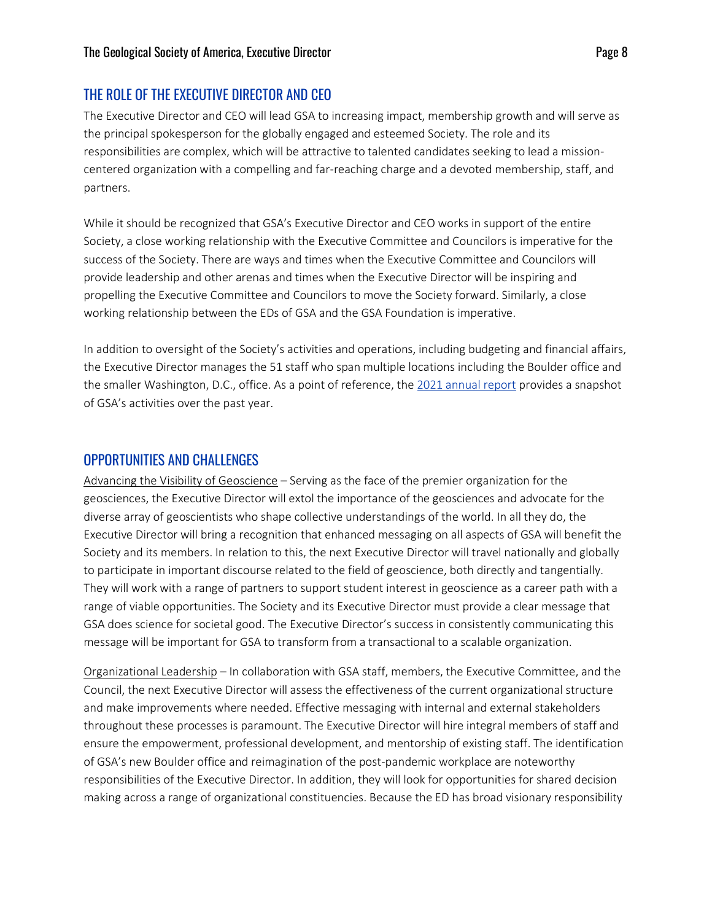## THE ROLE OF THE EXECUTIVE DIRECTOR AND CEO

The Executive Director and CEO will lead GSA to increasing impact, membership growth and will serve as the principal spokesperson for the globally engaged and esteemed Society. The role and its responsibilities are complex, which will be attractive to talented candidates seeking to lead a mission-centered organization with a compelling and far-reaching charge and a devoted membership, staff, and partners.

While it should be recognized that GSA's Executive Director and CEO works in support of the entire Society, a close working relationship with the Executive Committee and Councilors is imperative for the success of the Society. There are ways and times when the Executive Committee and Councilors will provide leadership and other arenas and times when the Executive Director will be inspiring and propelling the Executive Committee and Councilors to move the Society forward. Similarly, a close working relationship between the EDs of GSA and the GSA Foundation is imperative.

In addition to oversight of the Society's activities and operations, including budgeting and financial affairs, the Executive Director manages the 51 staff who span multiple locations including the Boulder office and the smaller Washington, D.C., office. As a point of reference, the 2021 annual report provides a snapshot of GSA's activities over the past year.

## OPPORTUNITIES AND CHALLENGES

Advancing the Visibility of Geoscience – Serving as the face of the premier organization for the geosciences, the Executive Director will extol the importance of the geosciences and advocate for the diverse array of geoscientists who shape collective understandings of the world. In all they do, the Executive Director will bring a recognition that enhanced messaging on all aspects of GSA will benefit the Society and its members. In relation to this, the next Executive Director will travel nationally and globally to participate in important discourse related to the field of geoscience, both directly and tangentially. They will work with a range of partners to support student interest in geoscience as a career path with a range of viable opportunities. The Society and its Executive Director must provide a clear message that GSA does science for societal good. The Executive Director's success in consistently communicating this message will be important for GSA to transform from a transactional to a scalable organization.

Organizational Leadership – In collaboration with GSA staff, members, the Executive Committee, and the Council, the next Executive Director will assess the effectiveness of the current organizational structure and make improvements where needed. Effective messaging with internal and external stakeholders throughout these processes is paramount. The Executive Director will hire integral members of staff and ensure the empowerment, professional development, and mentorship of existing staff. The identification of GSA's new Boulder office and reimagination of the post-pandemic workplace are noteworthy responsibilities of the Executive Director. In addition, they will look for opportunities for shared decision making across a range of organizational constituencies. Because the ED has broad visionary responsibility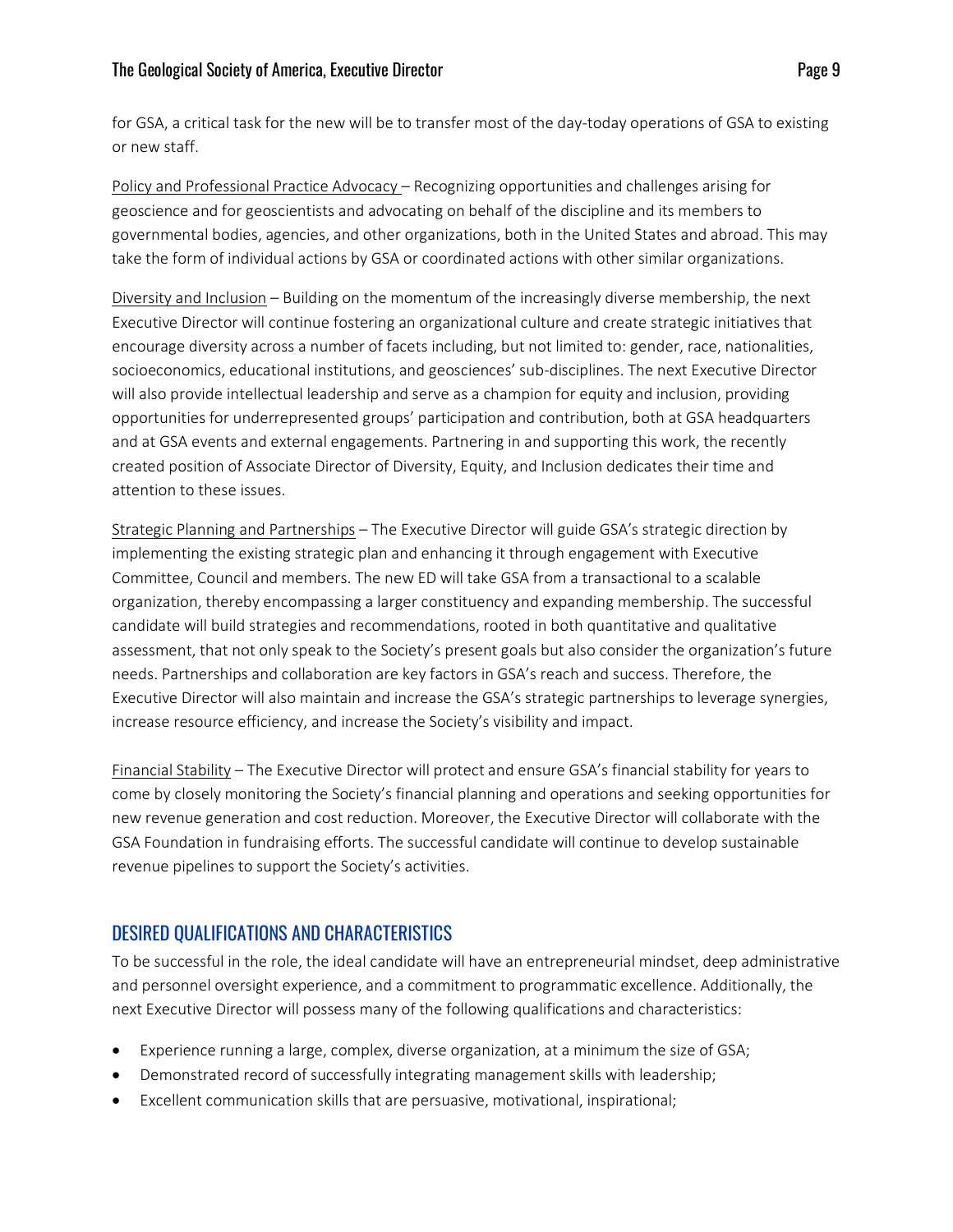for GSA, a critical task for the new will be to transfer most of the day-today operations of GSA to existing or new staff.

Policy and Professional Practice Advocacy – Recognizing opportunities and challenges arising for geoscience and for geoscientists and advocating on behalf of the discipline and its members to governmental bodies, agencies, and other organizations, both in the United States and abroad. This may take the form of individual actions by GSA or coordinated actions with other similar organizations.

Diversity and Inclusion – Building on the momentum of the increasingly diverse membership, the next Executive Director will continue fostering an organizational culture and create strategic initiatives that encourage diversity across a number of facets including, but not limited to: gender, race, nationalities, socioeconomics, educational institutions, and geosciences' sub-disciplines. The next Executive Director will also provide intellectual leadership and serve as a champion for equity and inclusion, providing opportunities for underrepresented groups' participation and contribution, both at GSA headquarters and at GSA events and external engagements. Partnering in and supporting this work, the recently created position of Associate Director of Diversity, Equity, and Inclusion dedicates their time and attention to these issues.

Strategic Planning and Partnerships – The Executive Director will guide GSA's strategic direction by implementing the existing strategic plan and enhancing it through engagement with Executive Committee, Council and members. The new ED will take GSA from a transactional to a scalable organization, thereby encompassing a larger constituency and expanding membership. The successful candidate will build strategies and recommendations, rooted in both quantitative and qualitative assessment, that not only speak to the Society's present goals but also consider the organization's future needs. Partnerships and collaboration are key factors in GSA's reach and success. Therefore, the Executive Director will also maintain and increase the GSA's strategic partnerships to leverage synergies, increase resource efficiency, and increase the Society's visibility and impact.

Financial Stability – The Executive Director will protect and ensure GSA's financial stability for years to come by closely monitoring the Society's financial planning and operations and seeking opportunities for new revenue generation and cost reduction. Moreover, the Executive Director will collaborate with the GSA Foundation in fundraising efforts. The successful candidate will continue to develop sustainable revenue pipelines to support the Society's activities.

## DESIRED QUALIFICATIONS AND CHARACTERISTICS

To be successful in the role, the ideal candidate will have an entrepreneurial mindset, deep administrative and personnel oversight experience, and a commitment to programmatic excellence. Additionally, the next Executive Director will possess many of the following qualifications and characteristics:

- Experience running a large, complex, diverse organization, at a minimum the size of GSA;
- Demonstrated record of successfully integrating management skills with leadership;
- Excellent communication skills that are persuasive, motivational, inspirational;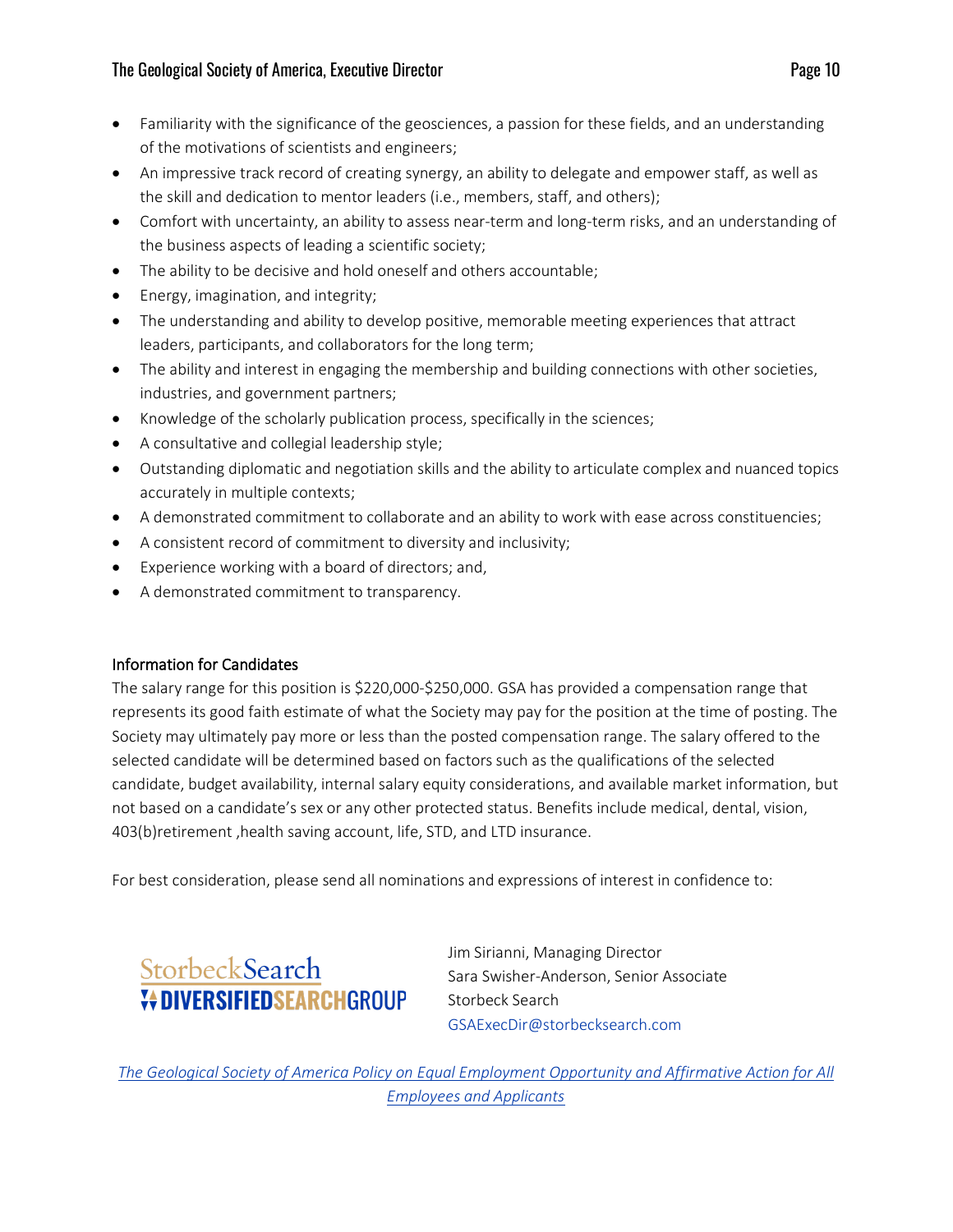- Familiarity with the significance of the geosciences, a passion for these fields, and an understanding of the motivations of scientists and engineers;
- An impressive track record of creating synergy, an ability to delegate and empower staff, as well as the skill and dedication to mentor leaders (i.e., members, staff, and others);
- Comfort with uncertainty, an ability to assess near-term and long-term risks, and an understanding of the business aspects of leading a scientific society;
- The ability to be decisive and hold oneself and others accountable;
- Energy, imagination, and integrity;
- The understanding and ability to develop positive, memorable meeting experiences that attract leaders, participants, and collaborators for the long term;
- The ability and interest in engaging the membership and building connections with other societies, industries, and government partners;
- Knowledge of the scholarly publication process, specifically in the sciences;
- A consultative and collegial leadership style;
- Outstanding diplomatic and negotiation skills and the ability to articulate complex and nuanced topics accurately in multiple contexts;
- A demonstrated commitment to collaborate and an ability to work with ease across constituencies;
- A consistent record of commitment to diversity and inclusivity;
- Experience working with a board of directors; and,
- A demonstrated commitment to transparency.

## Information for Candidates

The salary range for this position is $220,000-$250,000. GSA has provided a compensation range that represents its good faith estimate of what the Society may pay for the position at the time of posting. The Society may ultimately pay more or less than the posted compensation range. The salary offered to the selected candidate will be determined based on factors such as the qualifications of the selected candidate, budget availability, internal salary equity considerations, and available market information, but not based on a candidate's sex or any other protected status. Benefits include medical, dental, vision, 403(b)retirement ,health saving account, life, STD, and LTD insurance.

For best consideration, please send all nominations and expressions of interest in confidence to:

StorbeckSearch
DIVERSIFIEDSEARCHGROUP

Jim Sirianni, Managing Director
Sara Swisher-Anderson, Senior Associate
Storbeck Search
GSAExecDir@storbecksearch.com

*The Geological Society of America Policy on Equal Employment Opportunity and Affirmative Action for All Employees and Applicants*